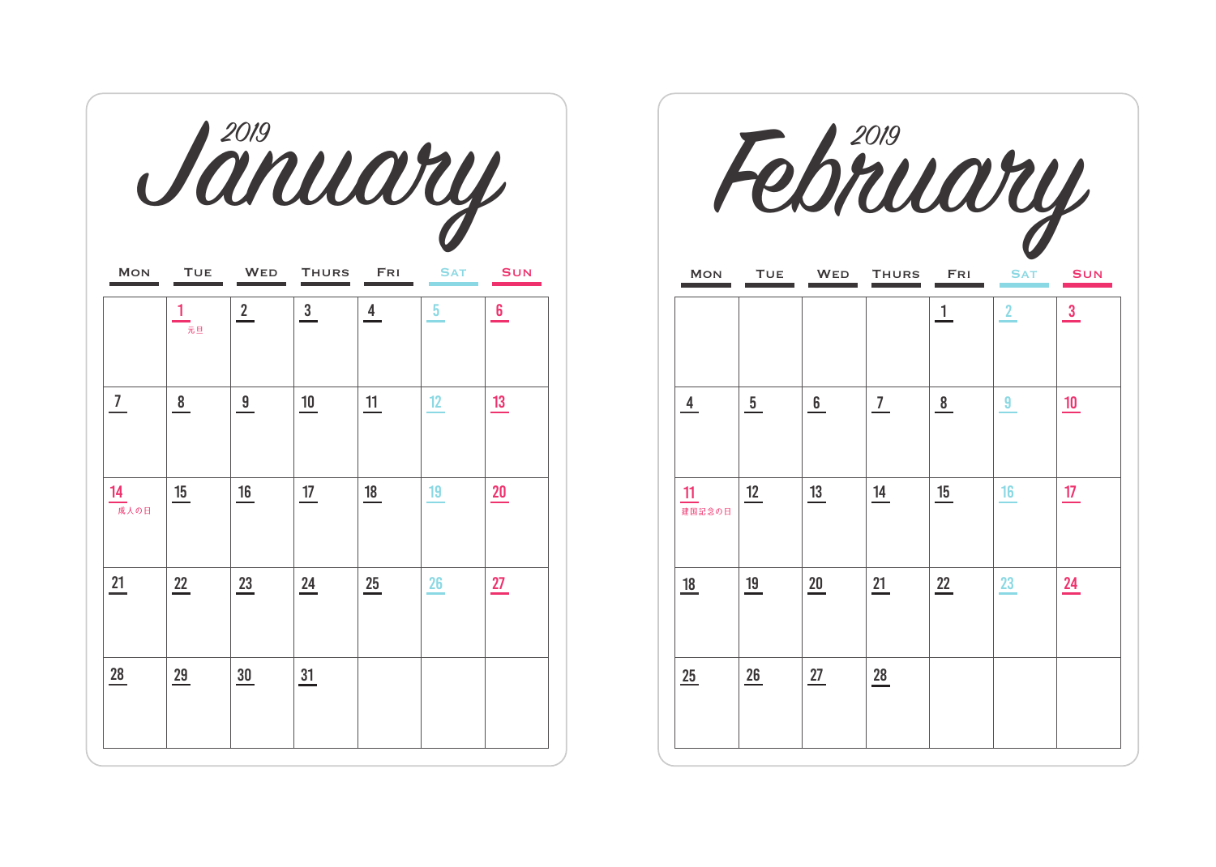# 2019 January

| Mon | Tue | Wed | Thurs | Fri | Sat | Sun |
|---|---|---|---|---|---|---|
| | 1 元旦 | 2 | 3 | 4 | 5 | 6 |
| 7 | 8 | 9 | 10 | 11 | 12 | 13 |
| 14 成人の日 | 15 | 16 | 17 | 18 | 19 | 20 |
| 21 | 22 | 23 | 24 | 25 | 26 | 27 |
| 28 | 29 | 30 | 31 | | | |

# 2019 February

| Mon | Tue | Wed | Thurs | Fri | Sat | Sun |
|---|---|---|---|---|---|---|
| | | | | 1 | 2 | 3 |
| 4 | 5 | 6 | 7 | 8 | 9 | 10 |
| 11 建国記念の日 | 12 | 13 | 14 | 15 | 16 | 17 |
| 18 | 19 | 20 | 21 | 22 | 23 | 24 |
| 25 | 26 | 27 | 28 | | | |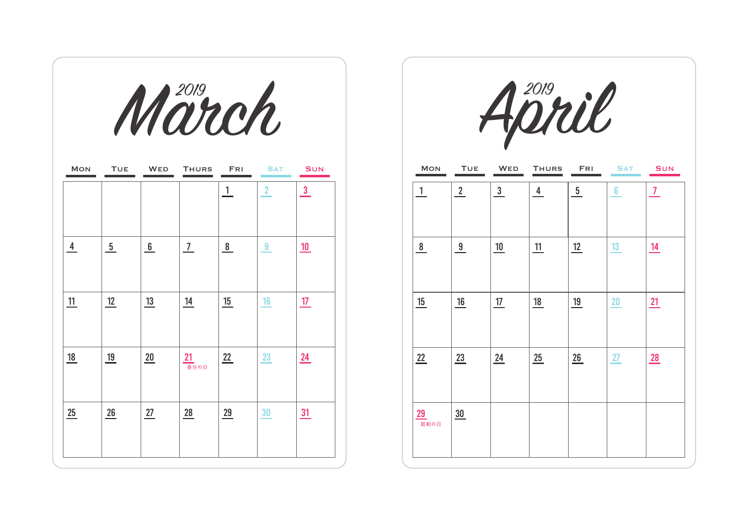# March 2019

| Mon | Tue | Wed | Thurs | Fri | Sat | Sun |
|---|---|---|---|---|---|---|
| | | | | 1 | 2 | 3 |
| 4 | 5 | 6 | 7 | 8 | 9 | 10 |
| 11 | 12 | 13 | 14 | 15 | 16 | 17 |
| 18 | 19 | 20 | 21 春分の日 | 22 | 23 | 24 |
| 25 | 26 | 27 | 28 | 29 | 30 | 31 |

# April 2019

| Mon | Tue | Wed | Thurs | Fri | Sat | Sun |
|---|---|---|---|---|---|---|
| 1 | 2 | 3 | 4 | 5 | 6 | 7 |
| 8 | 9 | 10 | 11 | 12 | 13 | 14 |
| 15 | 16 | 17 | 18 | 19 | 20 | 21 |
| 22 | 23 | 24 | 25 | 26 | 27 | 28 |
| 29 昭和の日 | 30 | | | | | |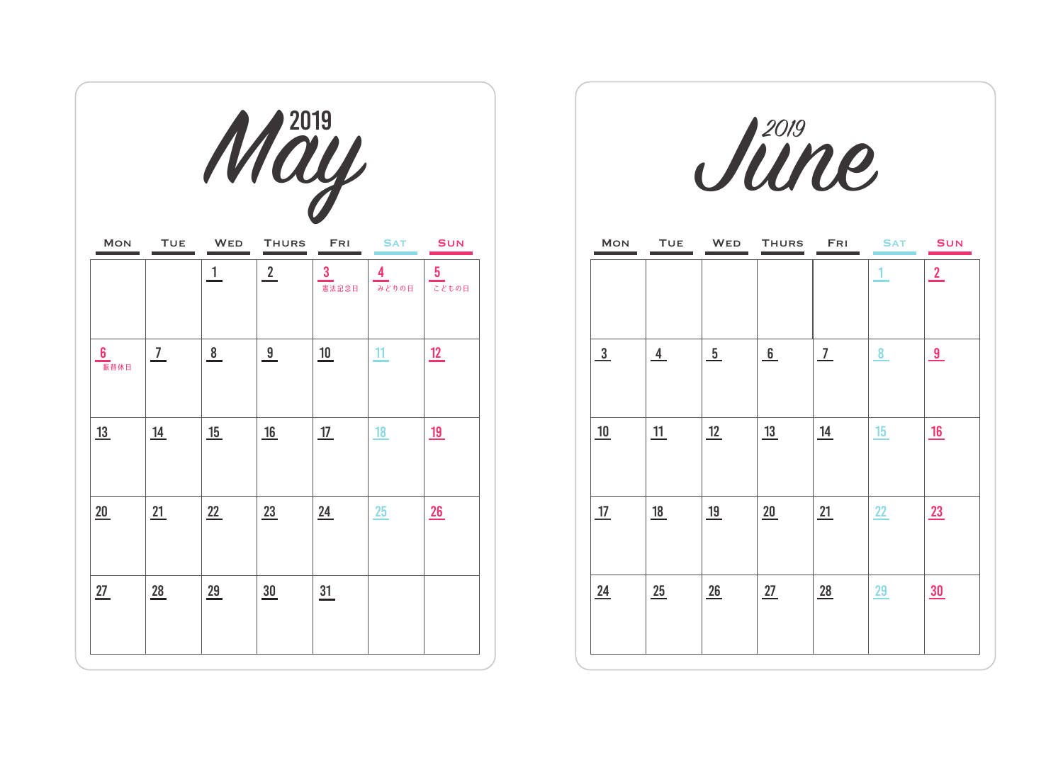# May 2019

| Mon | Tue | Wed | Thurs | Fri | Sat | Sun |
|---|---|---|---|---|---|---|
| | | 1 | 2 | 3 憲法記念日 | 4 みどりの日 | 5 こどもの日 |
| 6 振替休日 | 7 | 8 | 9 | 10 | 11 | 12 |
| 13 | 14 | 15 | 16 | 17 | 18 | 19 |
| 20 | 21 | 22 | 23 | 24 | 25 | 26 |
| 27 | 28 | 29 | 30 | 31 | | |

# June 2019

| Mon | Tue | Wed | Thurs | Fri | Sat | Sun |
|---|---|---|---|---|---|---|
| | | | | | 1 | 2 |
| 3 | 4 | 5 | 6 | 7 | 8 | 9 |
| 10 | 11 | 12 | 13 | 14 | 15 | 16 |
| 17 | 18 | 19 | 20 | 21 | 22 | 23 |
| 24 | 25 | 26 | 27 | 28 | 29 | 30 |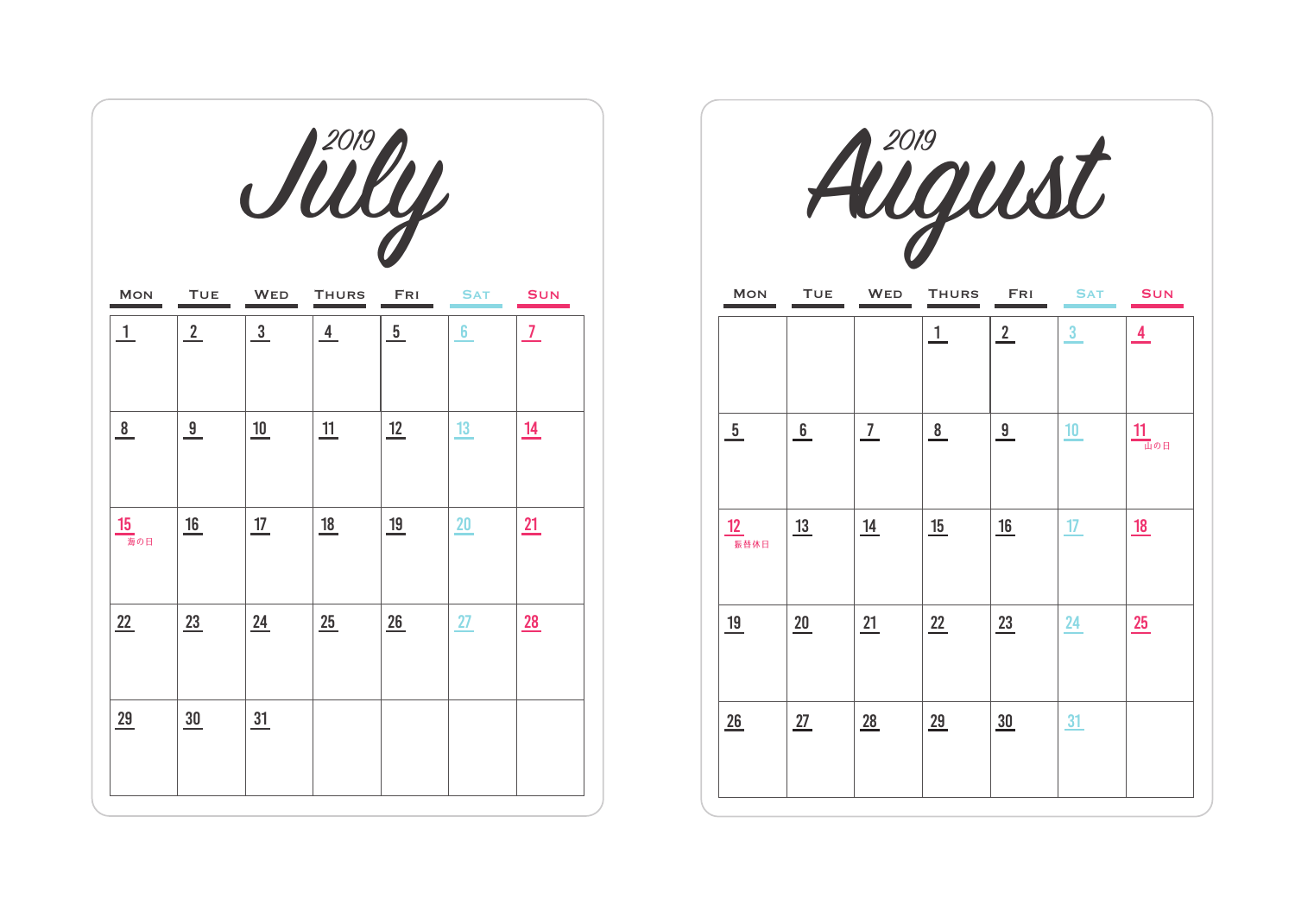# 2019 July

| Mon | Tue | Wed | Thurs | Fri | Sat | Sun |
|---|---|---|---|---|---|---|
| 1 | 2 | 3 | 4 | 5 | 6 | 7 |
| 8 | 9 | 10 | 11 | 12 | 13 | 14 |
| 15 海の日 | 16 | 17 | 18 | 19 | 20 | 21 |
| 22 | 23 | 24 | 25 | 26 | 27 | 28 |
| 29 | 30 | 31 | | | | |

# 2019 August

| Mon | Tue | Wed | Thurs | Fri | Sat | Sun |
|---|---|---|---|---|---|---|
| | | | 1 | 2 | 3 | 4 |
| 5 | 6 | 7 | 8 | 9 | 10 | 11 山の日 |
| 12 振替休日 | 13 | 14 | 15 | 16 | 17 | 18 |
| 19 | 20 | 21 | 22 | 23 | 24 | 25 |
| 26 | 27 | 28 | 29 | 30 | 31 | |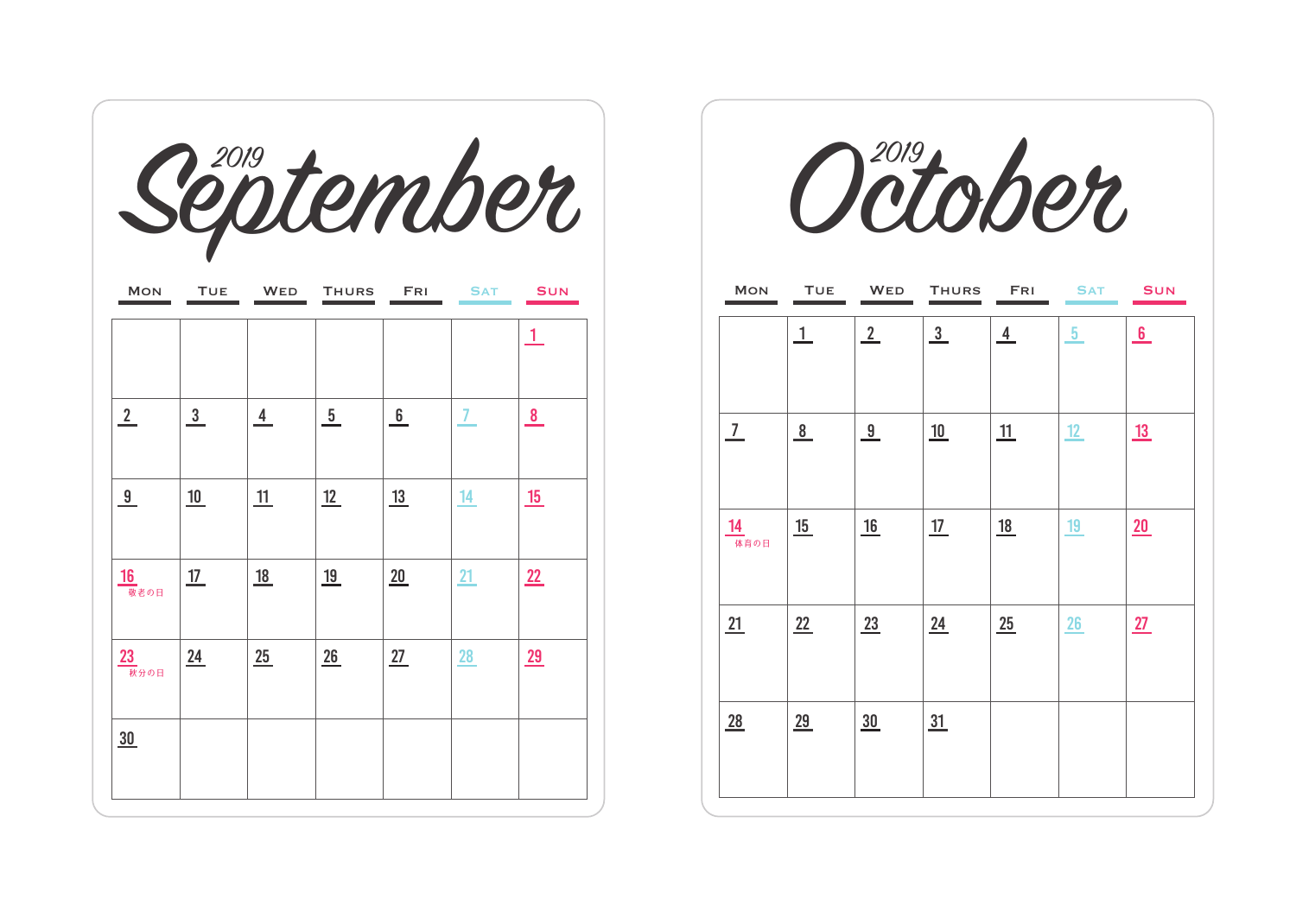## 2019 September

| Mon | Tue | Wed | Thurs | Fri | Sat | Sun |
|---|---|---|---|---|---|---|
| | | | | | | 1 |
| 2 | 3 | 4 | 5 | 6 | 7 | 8 |
| 9 | 10 | 11 | 12 | 13 | 14 | 15 |
| 16 敬老の日 | 17 | 18 | 19 | 20 | 21 | 22 |
| 23 秋分の日 | 24 | 25 | 26 | 27 | 28 | 29 |
| 30 | | | | | | |

## 2019 October

| Mon | Tue | Wed | Thurs | Fri | Sat | Sun |
|---|---|---|---|---|---|---|
| | 1 | 2 | 3 | 4 | 5 | 6 |
| 7 | 8 | 9 | 10 | 11 | 12 | 13 |
| 14 体育の日 | 15 | 16 | 17 | 18 | 19 | 20 |
| 21 | 22 | 23 | 24 | 25 | 26 | 27 |
| 28 | 29 | 30 | 31 | | | |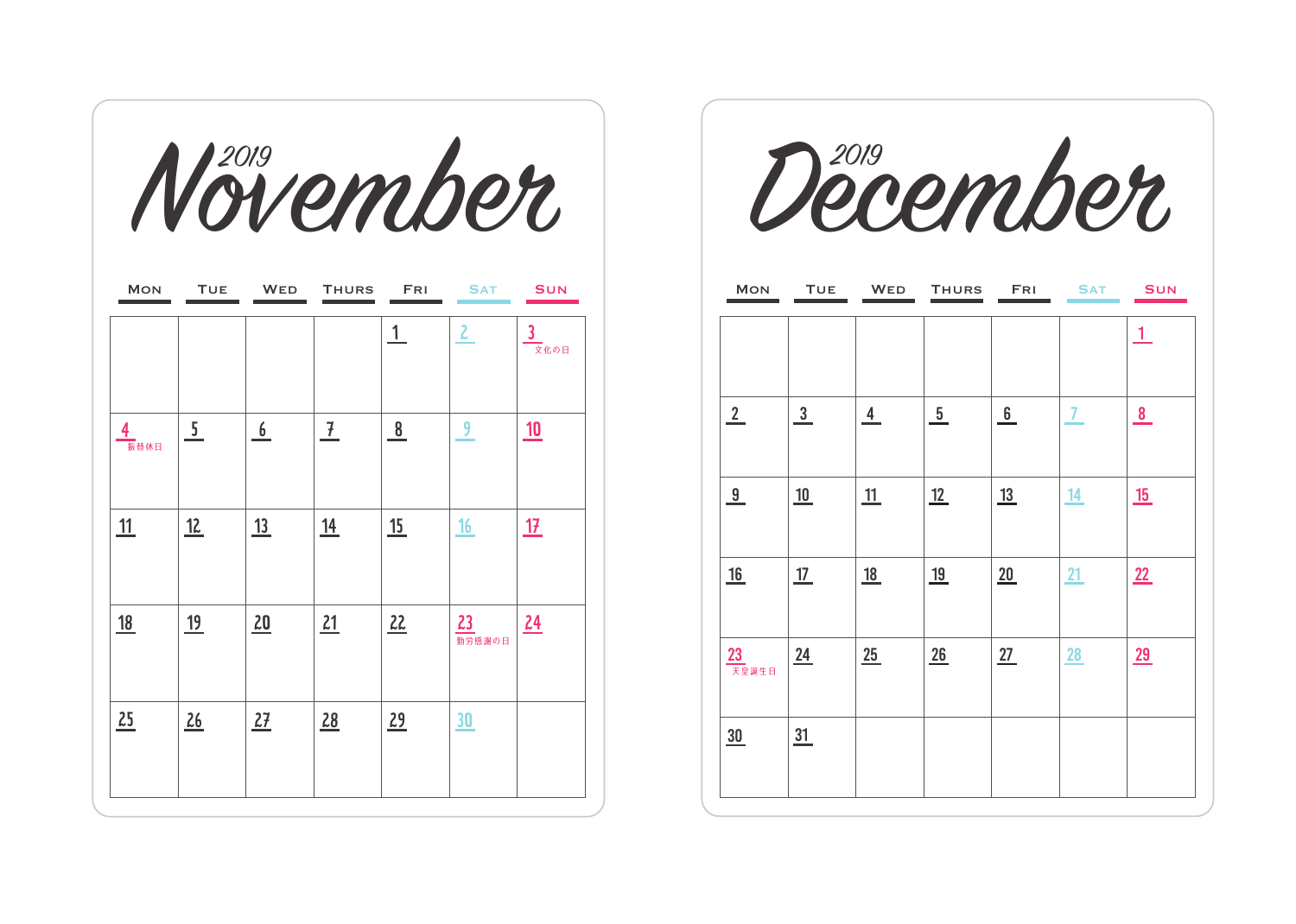# 2019 November

| MON | TUE | WED | THURS | FRI | SAT | SUN |
| --- | --- | --- | --- | --- | --- | --- |
| | | | | 1 | 2 | 3 文化の日 |
| 4 振替休日 | 5 | 6 | 7 | 8 | 9 | 10 |
| 11 | 12 | 13 | 14 | 15 | 16 | 17 |
| 18 | 19 | 20 | 21 | 22 | 23 勤労感謝の日 | 24 |
| 25 | 26 | 27 | 28 | 29 | 30 | |

# 2019 December

| MON | TUE | WED | THURS | FRI | SAT | SUN |
| --- | --- | --- | --- | --- | --- | --- |
| | | | | | | 1 |
| 2 | 3 | 4 | 5 | 6 | 7 | 8 |
| 9 | 10 | 11 | 12 | 13 | 14 | 15 |
| 16 | 17 | 18 | 19 | 20 | 21 | 22 |
| 23 天皇誕生日 | 24 | 25 | 26 | 27 | 28 | 29 |
| 30 | 31 | | | | | |